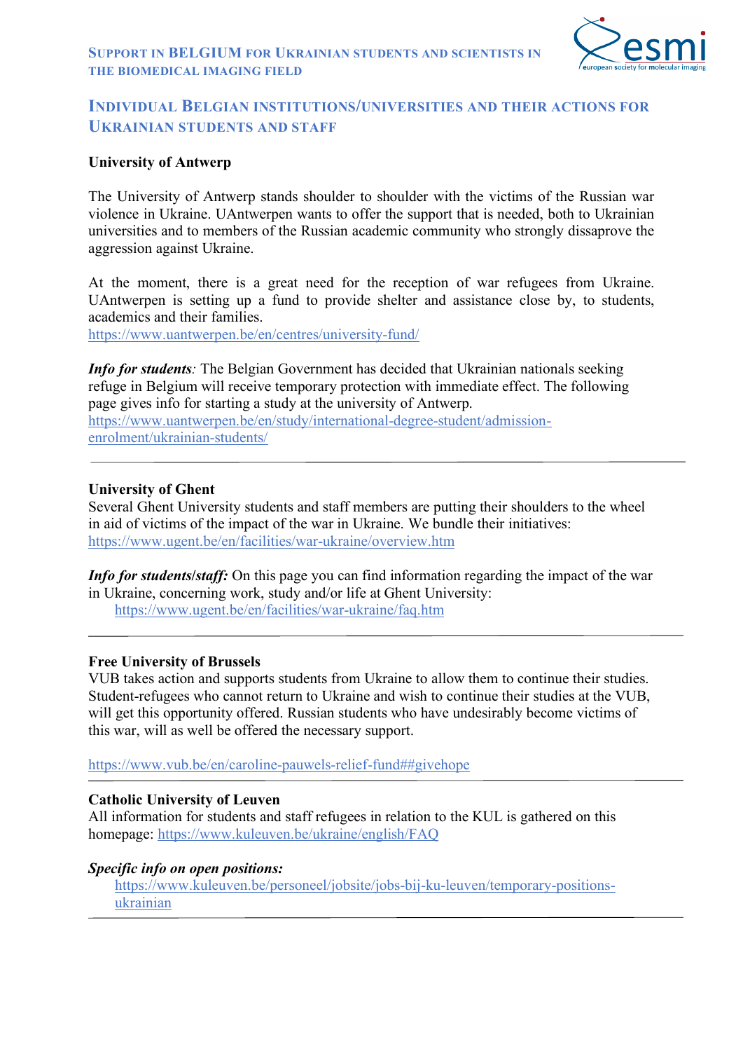# Support in Belgium for Ukrainian students and scientists in the biomedical imaging field

## Individual Belgian institutions/universities and their actions for Ukrainian students and staff

**University of Antwerp**

The University of Antwerp stands shoulder to shoulder with the victims of the Russian war violence in Ukraine. UAntwerpen wants to offer the support that is needed, both to Ukrainian universities and to members of the Russian academic community who strongly dissaprove the aggression against Ukraine.

At the moment, there is a great need for the reception of war refugees from Ukraine. UAntwerpen is setting up a fund to provide shelter and assistance close by, to students, academics and their families.
https://www.uantwerpen.be/en/centres/university-fund/

***Info for students****:* The Belgian Government has decided that Ukrainian nationals seeking refuge in Belgium will receive temporary protection with immediate effect. The following page gives info for starting a study at the university of Antwerp.
https://www.uantwerpen.be/en/study/international-degree-student/admission-enrolment/ukrainian-students/

---

**University of Ghent**
Several Ghent University students and staff members are putting their shoulders to the wheel in aid of victims of the impact of the war in Ukraine. We bundle their initiatives:
https://www.ugent.be/en/facilities/war-ukraine/overview.htm

***Info for students/staff:*** On this page you can find information regarding the impact of the war in Ukraine, concerning work, study and/or life at Ghent University:
https://www.ugent.be/en/facilities/war-ukraine/faq.htm

---

**Free University of Brussels**
VUB takes action and supports students from Ukraine to allow them to continue their studies. Student-refugees who cannot return to Ukraine and wish to continue their studies at the VUB, will get this opportunity offered. Russian students who have undesirably become victims of this war, will as well be offered the necessary support.

https://www.vub.be/en/caroline-pauwels-relief-fund##givehope

---

**Catholic University of Leuven**
All information for students and staff refugees in relation to the KUL is gathered on this homepage: https://www.kuleuven.be/ukraine/english/FAQ

***Specific info on open positions:***
https://www.kuleuven.be/personeel/jobsite/jobs-bij-ku-leuven/temporary-positions-ukrainian

---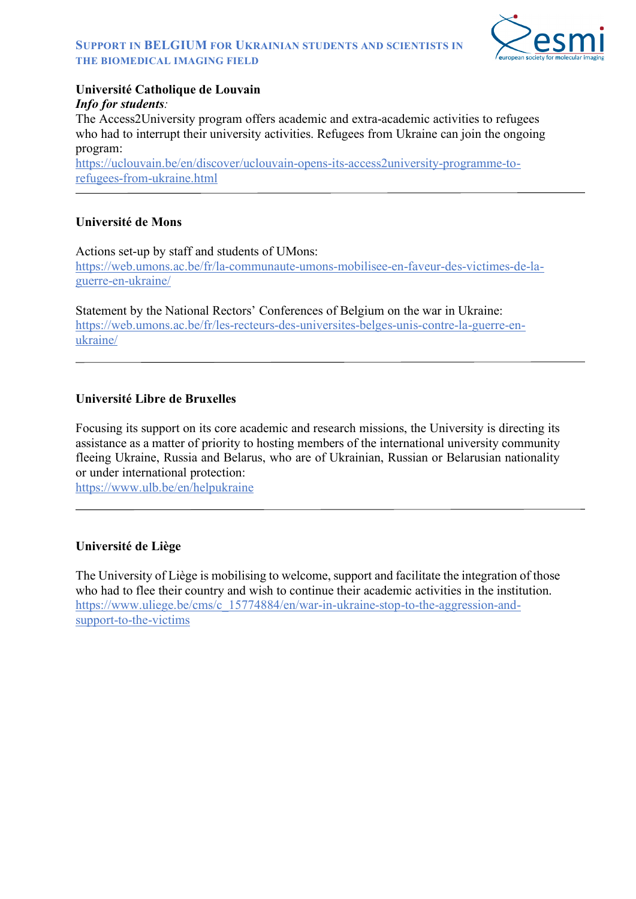**Université Catholique de Louvain**

***Info for students*:**

The Access2University program offers academic and extra-academic activities to refugees who had to interrupt their university activities. Refugees from Ukraine can join the ongoing program:

https://uclouvain.be/en/discover/uclouvain-opens-its-access2university-programme-to-refugees-from-ukraine.html

---

**Université de Mons**

Actions set-up by staff and students of UMons:

https://web.umons.ac.be/fr/la-communaute-umons-mobilisee-en-faveur-des-victimes-de-la-guerre-en-ukraine/

Statement by the National Rectors' Conferences of Belgium on the war in Ukraine:

https://web.umons.ac.be/fr/les-recteurs-des-universites-belges-unis-contre-la-guerre-en-ukraine/

---

**Université Libre de Bruxelles**

Focusing its support on its core academic and research missions, the University is directing its assistance as a matter of priority to hosting members of the international university community fleeing Ukraine, Russia and Belarus, who are of Ukrainian, Russian or Belarusian nationality or under international protection:

https://www.ulb.be/en/helpukraine

---

**Université de Liège**

The University of Liège is mobilising to welcome, support and facilitate the integration of those who had to flee their country and wish to continue their academic activities in the institution.

https://www.uliege.be/cms/c_15774884/en/war-in-ukraine-stop-to-the-aggression-and-support-to-the-victims